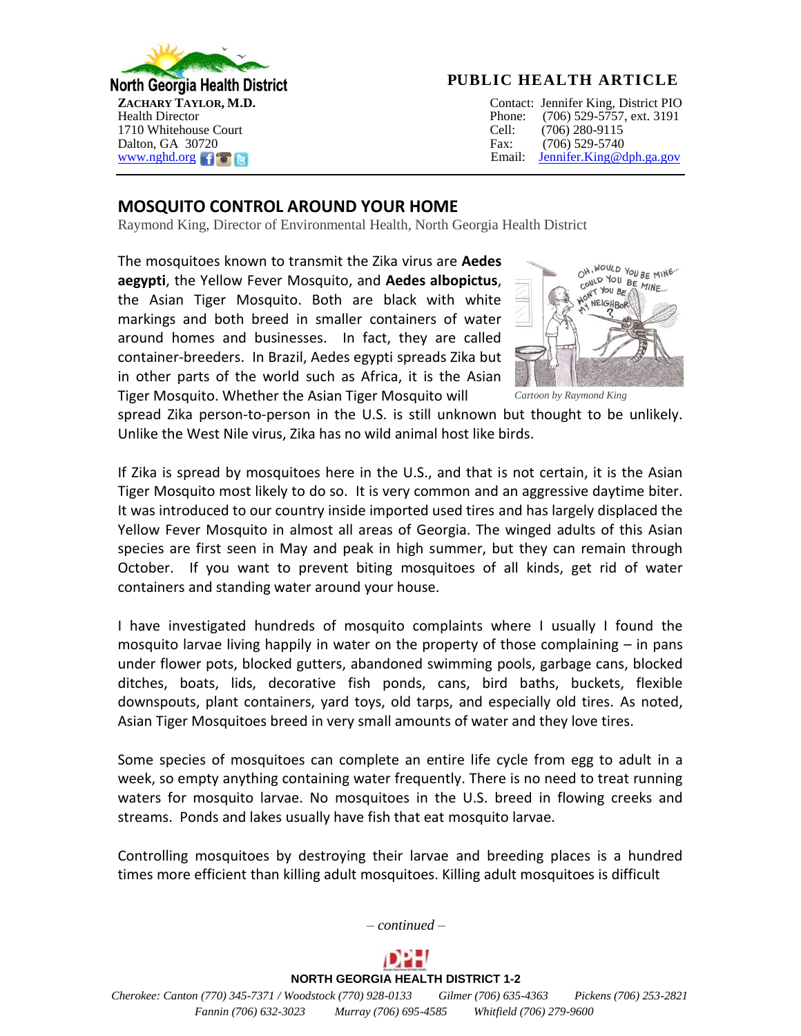North Georgia Health District

**ZACHARY TAYLOR, M.D.**
Health Director
1710 Whitehouse Court
Dalton, GA 30720
www.nghd.org

**PUBLIC HEALTH ARTICLE**

Contact: Jennifer King, District PIO
Phone: (706) 529-5757, ext. 3191
Cell: (706) 280-9115
Fax: (706) 529-5740
Email: Jennifer.King@dph.ga.gov

## MOSQUITO CONTROL AROUND YOUR HOME

Raymond King, Director of Environmental Health, North Georgia Health District

The mosquitoes known to transmit the Zika virus are **Aedes aegypti**, the Yellow Fever Mosquito, and **Aedes albopictus**, the Asian Tiger Mosquito. Both are black with white markings and both breed in smaller containers of water around homes and businesses. In fact, they are called container-breeders. In Brazil, Aedes egypti spreads Zika but in other parts of the world such as Africa, it is the Asian Tiger Mosquito. Whether the Asian Tiger Mosquito will spread Zika person-to-person in the U.S. is still unknown but thought to be unlikely. Unlike the West Nile virus, Zika has no wild animal host like birds.

*Cartoon by Raymond King*

If Zika is spread by mosquitoes here in the U.S., and that is not certain, it is the Asian Tiger Mosquito most likely to do so. It is very common and an aggressive daytime biter. It was introduced to our country inside imported used tires and has largely displaced the Yellow Fever Mosquito in almost all areas of Georgia. The winged adults of this Asian species are first seen in May and peak in high summer, but they can remain through October. If you want to prevent biting mosquitoes of all kinds, get rid of water containers and standing water around your house.

I have investigated hundreds of mosquito complaints where I usually I found the mosquito larvae living happily in water on the property of those complaining – in pans under flower pots, blocked gutters, abandoned swimming pools, garbage cans, blocked ditches, boats, lids, decorative fish ponds, cans, bird baths, buckets, flexible downspouts, plant containers, yard toys, old tarps, and especially old tires. As noted, Asian Tiger Mosquitoes breed in very small amounts of water and they love tires.

Some species of mosquitoes can complete an entire life cycle from egg to adult in a week, so empty anything containing water frequently. There is no need to treat running waters for mosquito larvae. No mosquitoes in the U.S. breed in flowing creeks and streams. Ponds and lakes usually have fish that eat mosquito larvae.

Controlling mosquitoes by destroying their larvae and breeding places is a hundred times more efficient than killing adult mosquitoes. Killing adult mosquitoes is difficult

*– continued –*

**NORTH GEORGIA HEALTH DISTRICT 1-2**

*Cherokee: Canton (770) 345-7371 / Woodstock (770) 928-0133 Gilmer (706) 635-4363 Pickens (706) 253-2821*
*Fannin (706) 632-3023 Murray (706) 695-4585 Whitfield (706) 279-9600*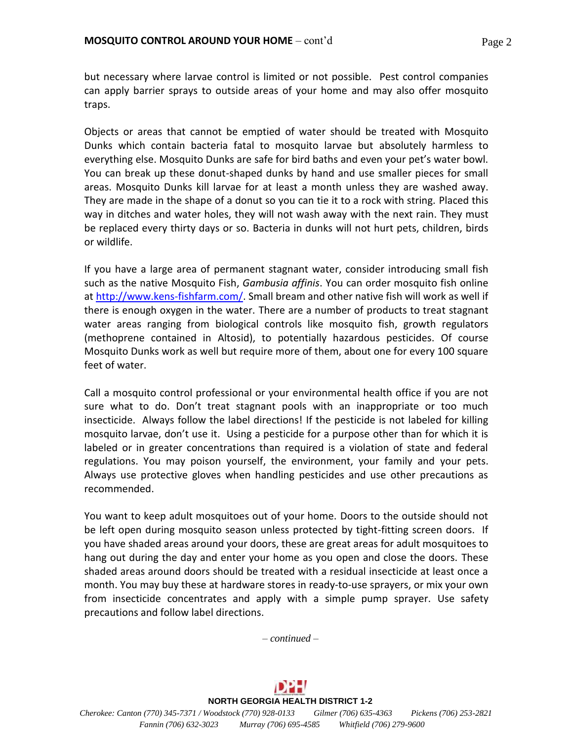but necessary where larvae control is limited or not possible. Pest control companies can apply barrier sprays to outside areas of your home and may also offer mosquito traps.

Objects or areas that cannot be emptied of water should be treated with Mosquito Dunks which contain bacteria fatal to mosquito larvae but absolutely harmless to everything else. Mosquito Dunks are safe for bird baths and even your pet's water bowl. You can break up these donut-shaped dunks by hand and use smaller pieces for small areas. Mosquito Dunks kill larvae for at least a month unless they are washed away. They are made in the shape of a donut so you can tie it to a rock with string. Placed this way in ditches and water holes, they will not wash away with the next rain. They must be replaced every thirty days or so. Bacteria in dunks will not hurt pets, children, birds or wildlife.

If you have a large area of permanent stagnant water, consider introducing small fish such as the native Mosquito Fish, *Gambusia affinis*. You can order mosquito fish online at [http://www.kens-fishfarm.com/](http://www.kens-fishfarm.com/). Small bream and other native fish will work as well if there is enough oxygen in the water. There are a number of products to treat stagnant water areas ranging from biological controls like mosquito fish, growth regulators (methoprene contained in Altosid), to potentially hazardous pesticides. Of course Mosquito Dunks work as well but require more of them, about one for every 100 square feet of water.

Call a mosquito control professional or your environmental health office if you are not sure what to do. Don't treat stagnant pools with an inappropriate or too much insecticide. Always follow the label directions! If the pesticide is not labeled for killing mosquito larvae, don't use it. Using a pesticide for a purpose other than for which it is labeled or in greater concentrations than required is a violation of state and federal regulations. You may poison yourself, the environment, your family and your pets. Always use protective gloves when handling pesticides and use other precautions as recommended.

You want to keep adult mosquitoes out of your home. Doors to the outside should not be left open during mosquito season unless protected by tight-fitting screen doors. If you have shaded areas around your doors, these are great areas for adult mosquitoes to hang out during the day and enter your home as you open and close the doors. These shaded areas around doors should be treated with a residual insecticide at least once a month. You may buy these at hardware stores in ready-to-use sprayers, or mix your own from insecticide concentrates and apply with a simple pump sprayer. Use safety precautions and follow label directions.

*– continued –*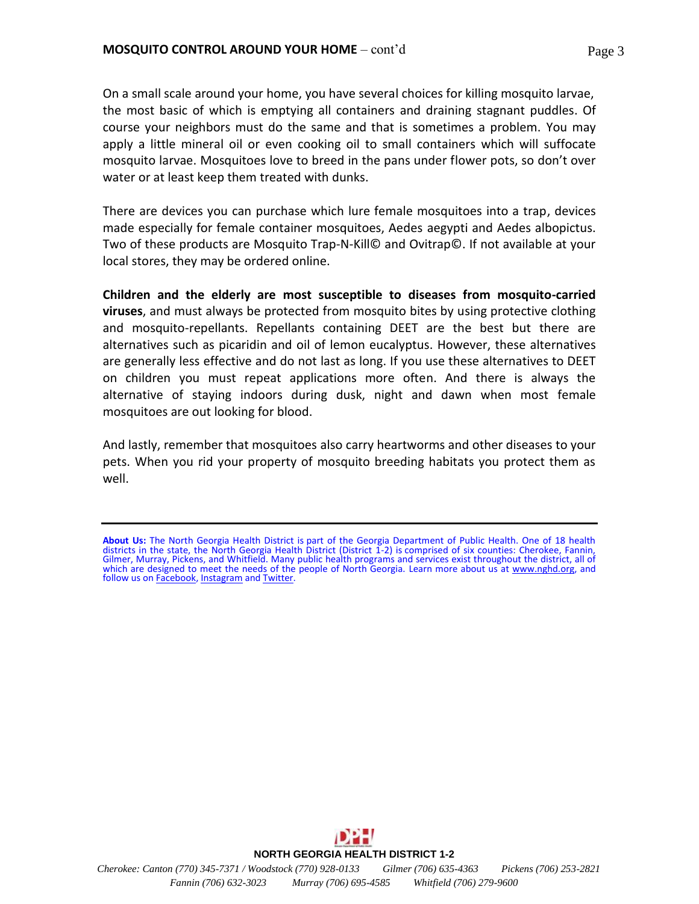On a small scale around your home, you have several choices for killing mosquito larvae, the most basic of which is emptying all containers and draining stagnant puddles. Of course your neighbors must do the same and that is sometimes a problem. You may apply a little mineral oil or even cooking oil to small containers which will suffocate mosquito larvae. Mosquitoes love to breed in the pans under flower pots, so don't over water or at least keep them treated with dunks.

There are devices you can purchase which lure female mosquitoes into a trap, devices made especially for female container mosquitoes, Aedes aegypti and Aedes albopictus. Two of these products are Mosquito Trap-N-Kill© and Ovitrap©. If not available at your local stores, they may be ordered online.

**Children and the elderly are most susceptible to diseases from mosquito-carried viruses**, and must always be protected from mosquito bites by using protective clothing and mosquito-repellants. Repellants containing DEET are the best but there are alternatives such as picaridin and oil of lemon eucalyptus. However, these alternatives are generally less effective and do not last as long. If you use these alternatives to DEET on children you must repeat applications more often. And there is always the alternative of staying indoors during dusk, night and dawn when most female mosquitoes are out looking for blood.

And lastly, remember that mosquitoes also carry heartworms and other diseases to your pets. When you rid your property of mosquito breeding habitats you protect them as well.

---

**About Us:** The North Georgia Health District is part of the Georgia Department of Public Health. One of 18 health districts in the state, the North Georgia Health District (District 1-2) is comprised of six counties: Cherokee, Fannin, Gilmer, Murray, Pickens, and Whitfield. Many public health programs and services exist throughout the district, all of which are designed to meet the needs of the people of North Georgia. Learn more about us at www.nghd.org, and follow us on Facebook, Instagram and Twitter.

**NORTH GEORGIA HEALTH DISTRICT 1-2**

*Cherokee: Canton (770) 345-7371 / Woodstock (770) 928-0133 Gilmer (706) 635-4363 Pickens (706) 253-2821*

*Fannin (706) 632-3023 Murray (706) 695-4585 Whitfield (706) 279-9600*